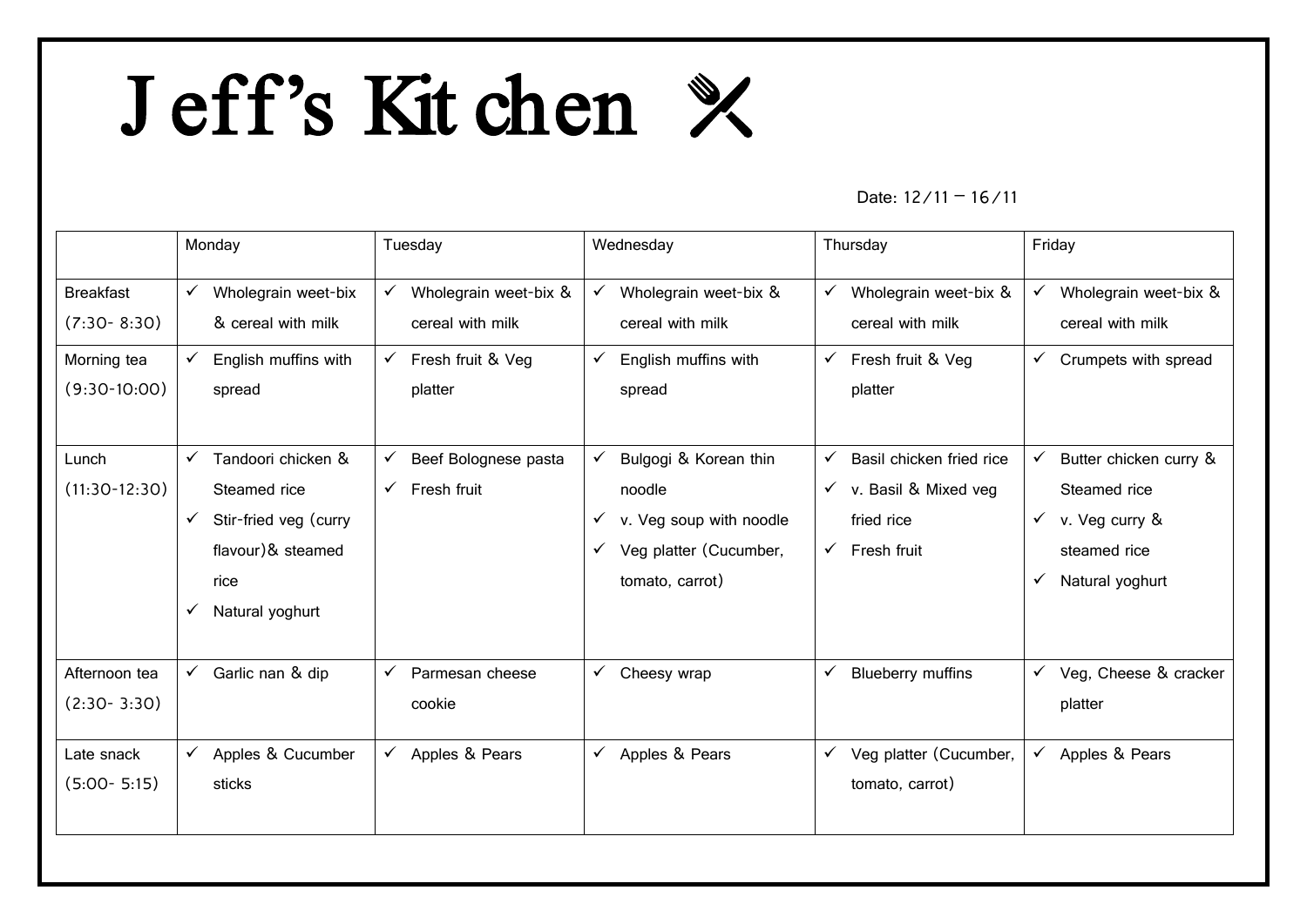# Jeff's Kitchen

Date: 12/11 – 16/11

| | Monday | Tuesday | Wednesday | Thursday | Friday |
|---|---|---|---|---|---|
| Breakfast (7:30- 8:30) | ✓ Wholegrain weet-bix & cereal with milk | ✓ Wholegrain weet-bix & cereal with milk | ✓ Wholegrain weet-bix & cereal with milk | ✓ Wholegrain weet-bix & cereal with milk | ✓ Wholegrain weet-bix & cereal with milk |
| Morning tea (9:30-10:00) | ✓ English muffins with spread | ✓ Fresh fruit & Veg platter | ✓ English muffins with spread | ✓ Fresh fruit & Veg platter | ✓ Crumpets with spread |
| Lunch (11:30-12:30) | ✓ Tandoori chicken & Steamed rice<br>✓ Stir-fried veg (curry flavour)& steamed rice<br>✓ Natural yoghurt | ✓ Beef Bolognese pasta<br>✓ Fresh fruit | ✓ Bulgogi & Korean thin noodle<br>✓ v. Veg soup with noodle<br>✓ Veg platter (Cucumber, tomato, carrot) | ✓ Basil chicken fried rice<br>✓ v. Basil & Mixed veg fried rice<br>✓ Fresh fruit | ✓ Butter chicken curry & Steamed rice<br>✓ v. Veg curry & steamed rice<br>✓ Natural yoghurt |
| Afternoon tea (2:30- 3:30) | ✓ Garlic nan & dip | ✓ Parmesan cheese cookie | ✓ Cheesy wrap | ✓ Blueberry muffins | ✓ Veg, Cheese & cracker platter |
| Late snack (5:00- 5:15) | ✓ Apples & Cucumber sticks | ✓ Apples & Pears | ✓ Apples & Pears | ✓ Veg platter (Cucumber, tomato, carrot) | ✓ Apples & Pears |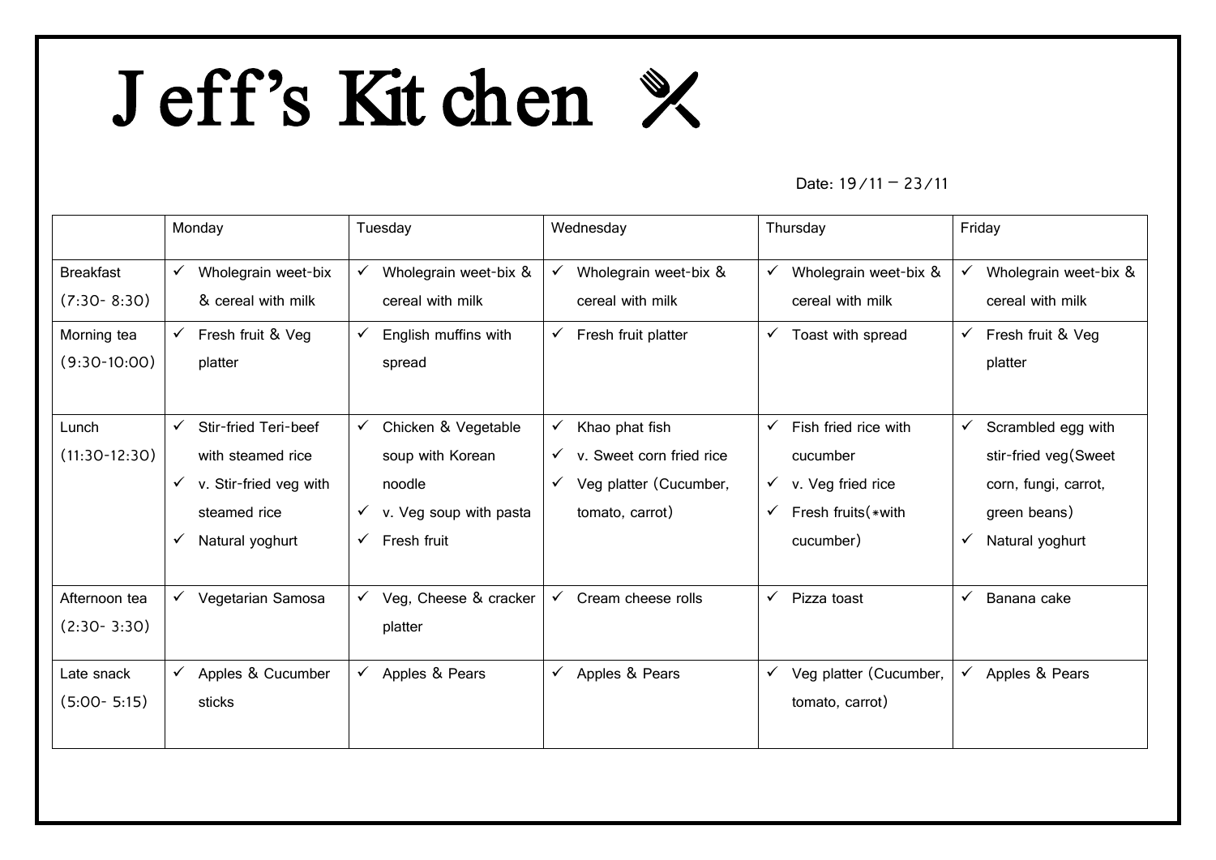# Jeff's Kitchen

Date: 19/11 – 23/11

| | Monday | Tuesday | Wednesday | Thursday | Friday |
|---|---|---|---|---|---|
| Breakfast (7:30- 8:30) | ✓ Wholegrain weet-bix & cereal with milk | ✓ Wholegrain weet-bix & cereal with milk | ✓ Wholegrain weet-bix & cereal with milk | ✓ Wholegrain weet-bix & cereal with milk | ✓ Wholegrain weet-bix & cereal with milk |
| Morning tea (9:30-10:00) | ✓ Fresh fruit & Veg platter | ✓ English muffins with spread | ✓ Fresh fruit platter | ✓ Toast with spread | ✓ Fresh fruit & Veg platter |
| Lunch (11:30-12:30) | ✓ Stir-fried Teri-beef with steamed rice<br>✓ v. Stir-fried veg with steamed rice<br>✓ Natural yoghurt | ✓ Chicken & Vegetable soup with Korean noodle<br>✓ v. Veg soup with pasta<br>✓ Fresh fruit | ✓ Khao phat fish<br>✓ v. Sweet corn fried rice<br>✓ Veg platter (Cucumber, tomato, carrot) | ✓ Fish fried rice with cucumber<br>✓ v. Veg fried rice<br>✓ Fresh fruits(*with cucumber) | ✓ Scrambled egg with stir-fried veg(Sweet corn, fungi, carrot, green beans)<br>✓ Natural yoghurt |
| Afternoon tea (2:30- 3:30) | ✓ Vegetarian Samosa | ✓ Veg, Cheese & cracker platter | ✓ Cream cheese rolls | ✓ Pizza toast | ✓ Banana cake |
| Late snack (5:00- 5:15) | ✓ Apples & Cucumber sticks | ✓ Apples & Pears | ✓ Apples & Pears | ✓ Veg platter (Cucumber, tomato, carrot) | ✓ Apples & Pears |